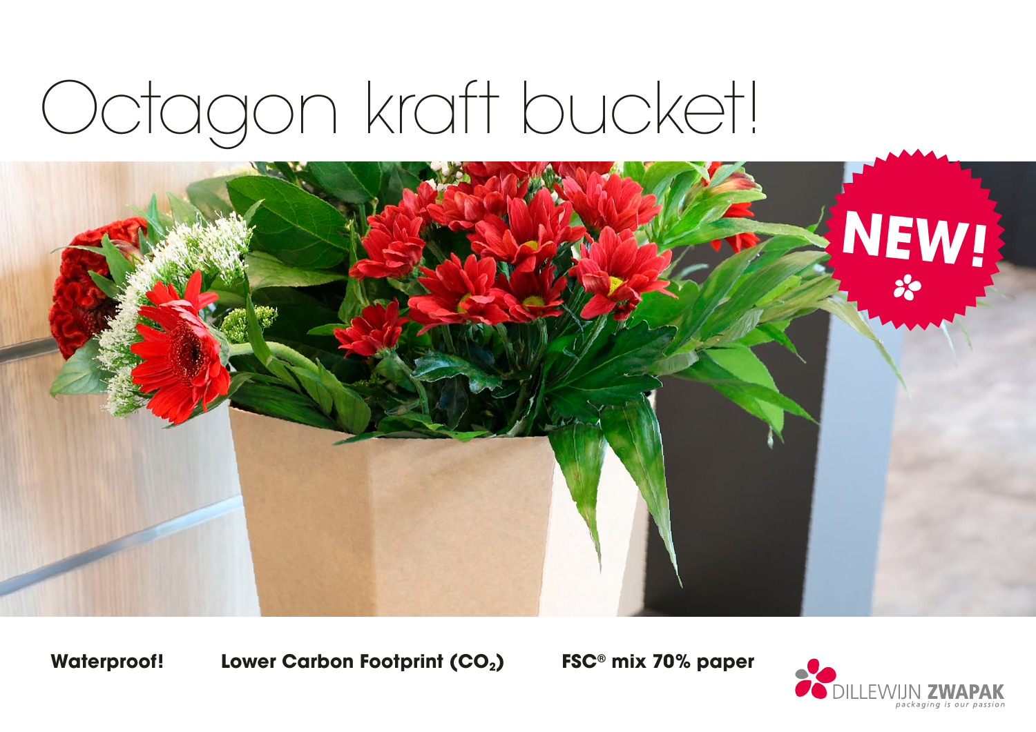# Octagon kraft bucket!

NEW!

**Waterproof!** **Lower Carbon Footprint ($CO_2$)** **FSC® mix 70% paper**

DILLEWIJN **ZWAPAK**
*packaging is our passion*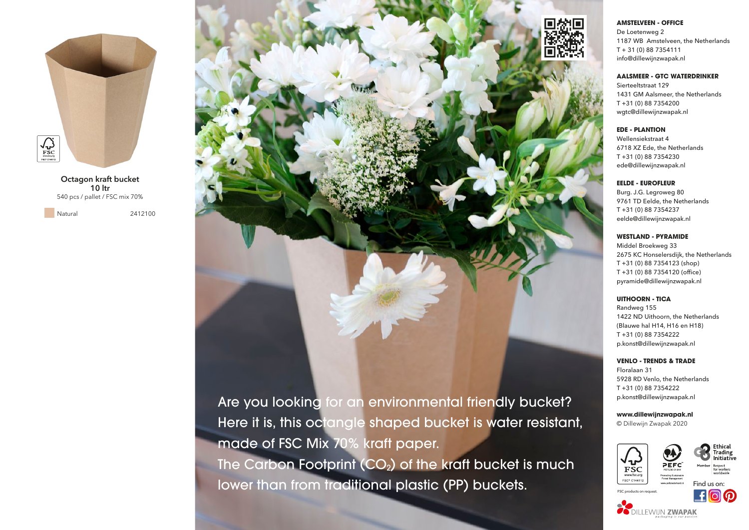**Octagon kraft bucket**
**10 ltr**
540 pcs / pallet / FSC mix 70%

| | |
|---|---|
| Natural | 2412100 |

Are you looking for an environmental friendly bucket? Here it is, this octangle shaped bucket is water resistant, made of FSC Mix 70% kraft paper.
The Carbon Footprint ($CO_2$) of the kraft bucket is much lower than from traditional plastic (PP) buckets.

**AMSTELVEEN - OFFICE**
De Loetenweg 2
1187 WB Amstelveen, the Netherlands
T + 31 (0) 88 7354111
info@dillewijnzwapak.nl

**AALSMEER - GTC WATERDRINKER**
Sierteeltstraat 129
1431 GM Aalsmeer, the Netherlands
T +31 (0) 88 7354200
wgtc@dillewijnzwapak.nl

**EDE - PLANTION**
Wellensiekstraat 4
6718 XZ Ede, the Netherlands
T +31 (0) 88 7354230
ede@dillewijnzwapak.nl

**EELDE - EUROFLEUR**
Burg. J.G. Legroweg 80
9761 TD Eelde, the Netherlands
T +31 (0) 88 7354237
eelde@dillewijnzwapak.nl

**WESTLAND - PYRAMIDE**
Middel Broekweg 33
2675 KC Honselersdijk, the Netherlands
T +31 (0) 88 7354123 (shop)
T +31 (0) 88 7354120 (office)
pyramide@dillewijnzwapak.nl

**UITHOORN - TICA**
Randweg 155
1422 ND Uithoorn, the Netherlands
(Blauwe hal H14, H16 en H18)
T +31 (0) 88 7354222
p.konst@dillewijnzwapak.nl

**VENLO - TRENDS & TRADE**
Floralaan 31
5928 RD Venlo, the Netherlands
T +31 (0) 88 7354222
p.konst@dillewijnzwapak.nl

**www.dillewijnzwapak.nl**
© Dillewijn Zwapak 2020

FSC products on request.

Find us on:

DILLEWIJN ZWAPAK
packaging is our passion